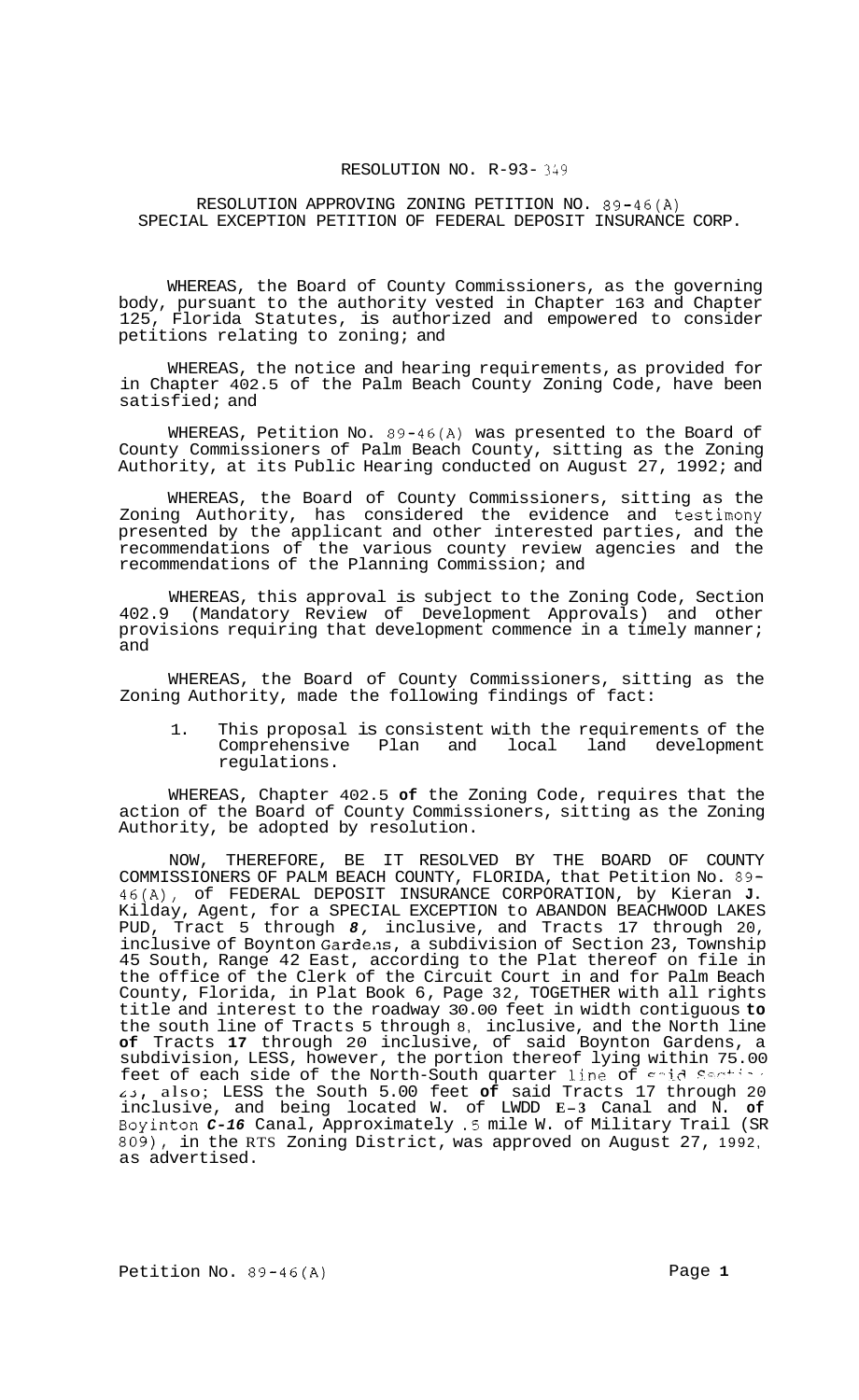RESOLUTION NO. R-93- 349

RESOLUTION APPROVING ZONING PETITION NO. 89-46(A)
SPECIAL EXCEPTION PETITION OF FEDERAL DEPOSIT INSURANCE CORP.

WHEREAS, the Board of County Commissioners, as the governing body, pursuant to the authority vested in Chapter 163 and Chapter 125, Florida Statutes, is authorized and empowered to consider petitions relating to zoning; and

WHEREAS, the notice and hearing requirements, as provided for in Chapter 402.5 of the Palm Beach County Zoning Code, have been satisfied; and

WHEREAS, Petition No. 89-46(A) was presented to the Board of County Commissioners of Palm Beach County, sitting as the Zoning Authority, at its Public Hearing conducted on August 27, 1992; and

WHEREAS, the Board of County Commissioners, sitting as the Zoning Authority, has considered the evidence and testimony presented by the applicant and other interested parties, and the recommendations of the various county review agencies and the recommendations of the Planning Commission; and

WHEREAS, this approval is subject to the Zoning Code, Section 402.9 (Mandatory Review of Development Approvals) and other provisions requiring that development commence in a timely manner; and

WHEREAS, the Board of County Commissioners, sitting as the Zoning Authority, made the following findings of fact:

1. This proposal is consistent with the requirements of the Comprehensive Plan and local land development regulations.

WHEREAS, Chapter 402.5 **of** the Zoning Code, requires that the action of the Board of County Commissioners, sitting as the Zoning Authority, be adopted by resolution.

NOW, THEREFORE, BE IT RESOLVED BY THE BOARD OF COUNTY COMMISSIONERS OF PALM BEACH COUNTY, FLORIDA, that Petition No. 89-46(A), of FEDERAL DEPOSIT INSURANCE CORPORATION, by Kieran **J.** Kilday, Agent, for a SPECIAL EXCEPTION to ABANDON BEACHWOOD LAKES PUD, Tract 5 through *8*, inclusive, and Tracts 17 through 20, inclusive of Boynton Gardens, a subdivision of Section 23, Township 45 South, Range 42 East, according to the Plat thereof on file in the office of the Clerk of the Circuit Court in and for Palm Beach County, Florida, in Plat Book 6, Page 32, TOGETHER with all rights title and interest to the roadway 30.00 feet in width contiguous **to** the south line of Tracts 5 through 8, inclusive, and the North line **of** Tracts **17** through 20 inclusive, of said Boynton Gardens, a subdivision, LESS, however, the portion thereof lying within 75.00 feet of each side of the North-South quarter line of said Section 23, also; LESS the South 5.00 feet **of** said Tracts 17 through 20 inclusive, and being located W. of LWDD **E-3** Canal and N. **of** Boyinton *C-16* Canal, Approximately .5 mile W. of Military Trail (SR 809), in the RTS Zoning District, was approved on August 27, 1992, as advertised.

Petition No. 89-46(A)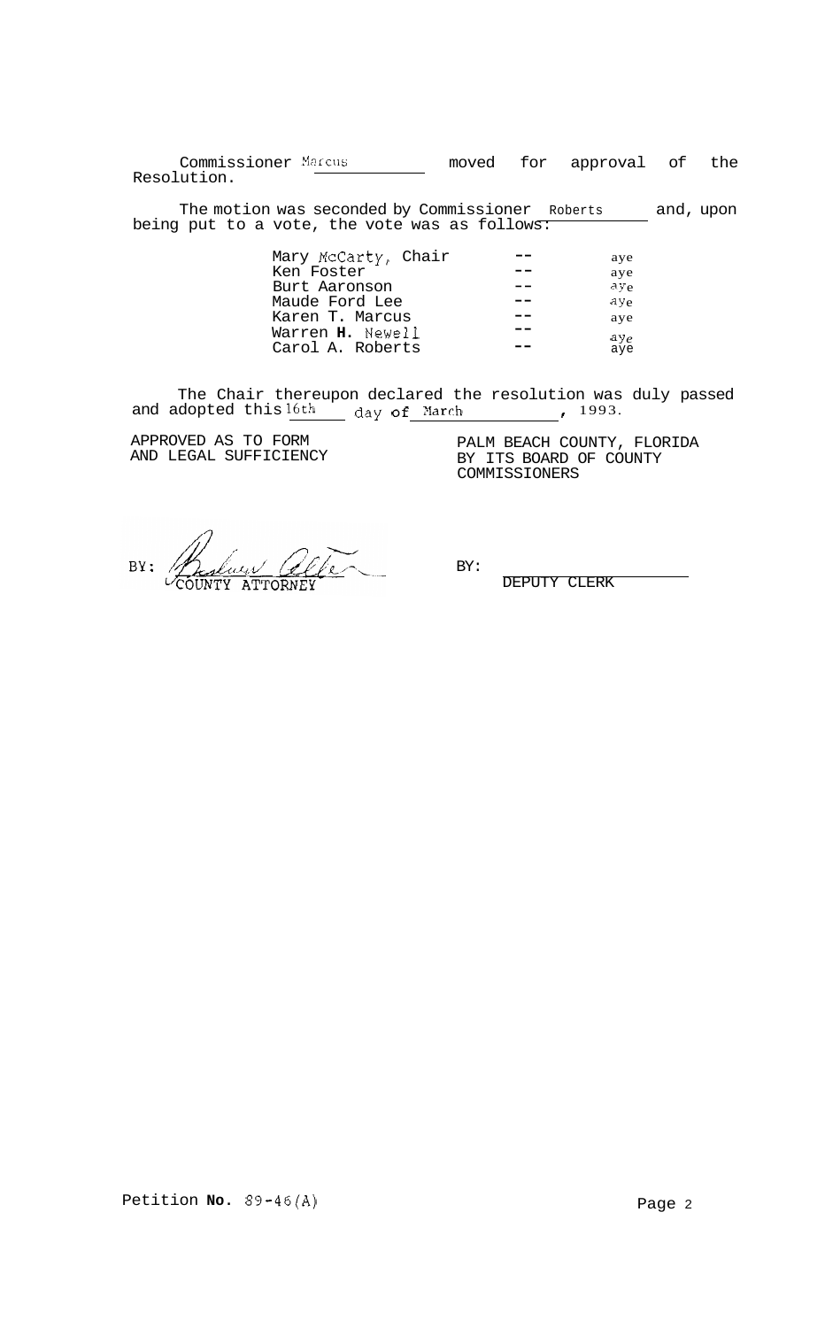Commissioner Marcus moved for approval of the Resolution.

The motion was seconded by Commissioner Roberts and, upon being put to a vote, the vote was as follows:

| | | |
|---|---|---|
| Mary McCarty, Chair | -- | aye |
| Ken Foster | -- | aye |
| Burt Aaronson | -- | aye |
| Maude Ford Lee | -- | aye |
| Karen T. Marcus | -- | aye |
| Warren H. Newell | -- | aye |
| Carol A. Roberts | -- | aye |

The Chair thereupon declared the resolution was duly passed and adopted this 16th day of March, 1993.

APPROVED AS TO FORM AND LEGAL SUFFICIENCY

BY: COUNTY ATTORNEY

PALM BEACH COUNTY, FLORIDA BY ITS BOARD OF COUNTY COMMISSIONERS

BY: DEPUTY CLERK

Petition No. 89-46(A)